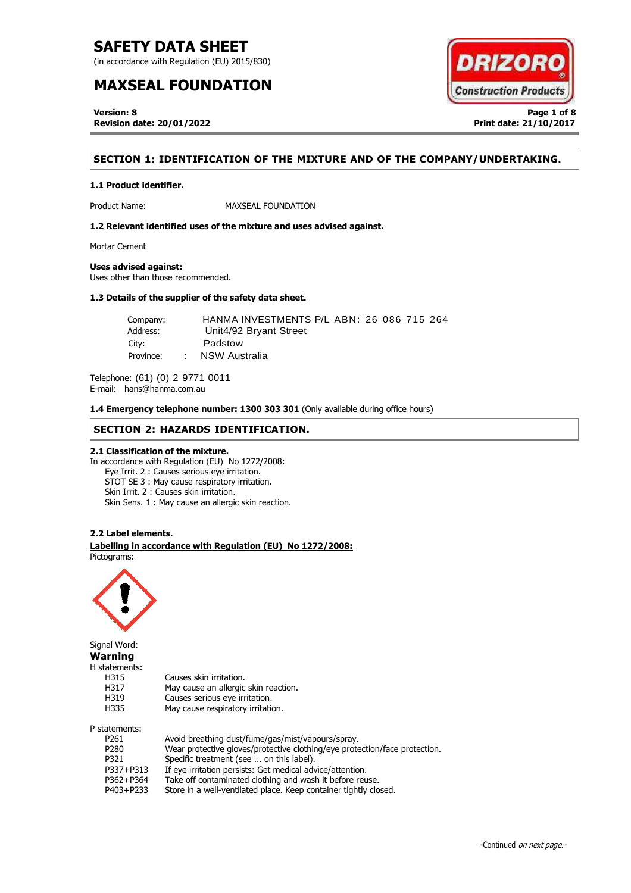# SAFETY DATA SHEET

(in accordance with Regulation (EU) 2015/830)

# MAXSEAL FOUNDATION

**Version: 8**
**Revision date: 20/01/2022**

**Print date: 21/10/2017**

## SECTION 1: IDENTIFICATION OF THE MIXTURE AND OF THE COMPANY/UNDERTAKING.

### 1.1 Product identifier.

Product Name: MAXSEAL FOUNDATION

### 1.2 Relevant identified uses of the mixture and uses advised against.

Mortar Cement

**Uses advised against:**
Uses other than those recommended.

### 1.3 Details of the supplier of the safety data sheet.

Company: HANMA INVESTMENTS P/L ABN: 26 086 715 264
Address: Unit4/92 Bryant Street
City: Padstow
Province: : NSW Australia

Telephone: (61) (0) 2 9771 0011
E-mail: hans@hanma.com.au

**1.4 Emergency telephone number: 1300 303 301** (Only available during office hours)

## SECTION 2: HAZARDS IDENTIFICATION.

### 2.1 Classification of the mixture.

In accordance with Regulation (EU) No 1272/2008:
- Eye Irrit. 2 : Causes serious eye irritation.
- STOT SE 3 : May cause respiratory irritation.
- Skin Irrit. 2 : Causes skin irritation.
- Skin Sens. 1 : May cause an allergic skin reaction.

### 2.2 Label elements.

**Labelling in accordance with Regulation (EU) No 1272/2008:**

Pictograms:

Signal Word:
**Warning**

H statements:

| | |
|---|---|
| H315 | Causes skin irritation. |
| H317 | May cause an allergic skin reaction. |
| H319 | Causes serious eye irritation. |
| H335 | May cause respiratory irritation. |

P statements:

| | |
|---|---|
| P261 | Avoid breathing dust/fume/gas/mist/vapours/spray. |
| P280 | Wear protective gloves/protective clothing/eye protection/face protection. |
| P321 | Specific treatment (see ... on this label). |
| P337+P313 | If eye irritation persists: Get medical advice/attention. |
| P362+P364 | Take off contaminated clothing and wash it before reuse. |
| P403+P233 | Store in a well-ventilated place. Keep container tightly closed. |

-Continued *on next page.*-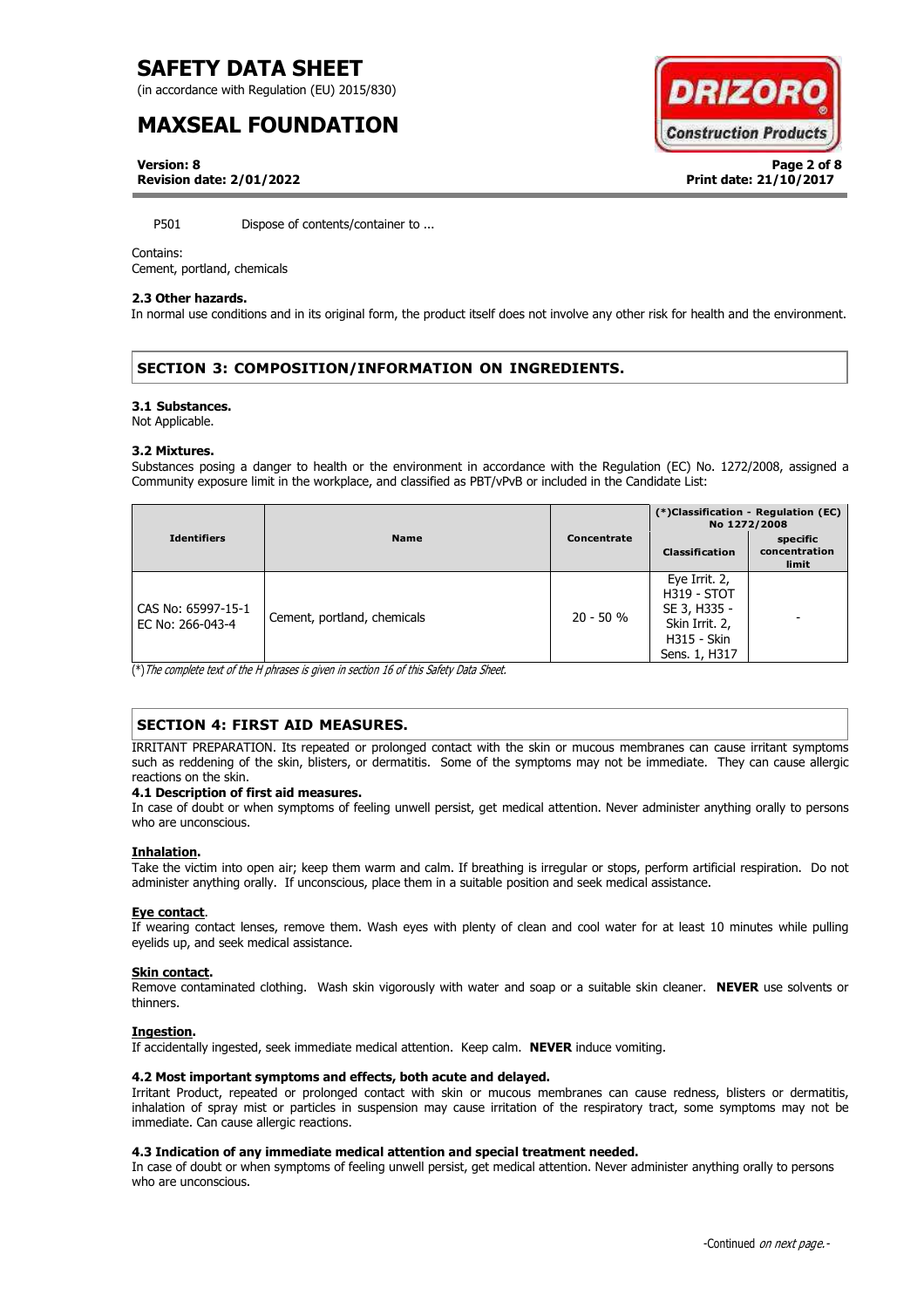P501 Dispose of contents/container to ...

Contains:
Cement, portland, chemicals

**2.3 Other hazards.**
In normal use conditions and in its original form, the product itself does not involve any other risk for health and the environment.

## SECTION 3: COMPOSITION/INFORMATION ON INGREDIENTS.

**3.1 Substances.**
Not Applicable.

**3.2 Mixtures.**
Substances posing a danger to health or the environment in accordance with the Regulation (EC) No. 1272/2008, assigned a Community exposure limit in the workplace, and classified as PBT/vPvB or included in the Candidate List:

| Identifiers | Name | Concentrate | (*)Classification - Regulation (EC) No 1272/2008 | |
|---|---|---|---|---|
| | | | Classification | specific concentration limit |
| CAS No: 65997-15-1 EC No: 266-043-4 | Cement, portland, chemicals | 20 - 50 % | Eye Irrit. 2, H319 - STOT SE 3, H335 - Skin Irrit. 2, H315 - Skin Sens. 1, H317 | - |

(*) *The complete text of the H phrases is given in section 16 of this Safety Data Sheet.*

## SECTION 4: FIRST AID MEASURES.

IRRITANT PREPARATION. Its repeated or prolonged contact with the skin or mucous membranes can cause irritant symptoms such as reddening of the skin, blisters, or dermatitis. Some of the symptoms may not be immediate. They can cause allergic reactions on the skin.

**4.1 Description of first aid measures.**
In case of doubt or when symptoms of feeling unwell persist, get medical attention. Never administer anything orally to persons who are unconscious.

**Inhalation.**
Take the victim into open air; keep them warm and calm. If breathing is irregular or stops, perform artificial respiration. Do not administer anything orally. If unconscious, place them in a suitable position and seek medical assistance.

**Eye contact**.
If wearing contact lenses, remove them. Wash eyes with plenty of clean and cool water for at least 10 minutes while pulling eyelids up, and seek medical assistance.

**Skin contact.**
Remove contaminated clothing. Wash skin vigorously with water and soap or a suitable skin cleaner. **NEVER** use solvents or thinners.

**Ingestion.**
If accidentally ingested, seek immediate medical attention. Keep calm. **NEVER** induce vomiting.

**4.2 Most important symptoms and effects, both acute and delayed.**
Irritant Product, repeated or prolonged contact with skin or mucous membranes can cause redness, blisters or dermatitis, inhalation of spray mist or particles in suspension may cause irritation of the respiratory tract, some symptoms may not be immediate. Can cause allergic reactions.

**4.3 Indication of any immediate medical attention and special treatment needed.**
In case of doubt or when symptoms of feeling unwell persist, get medical attention. Never administer anything orally to persons who are unconscious.

-Continued *on next page.*-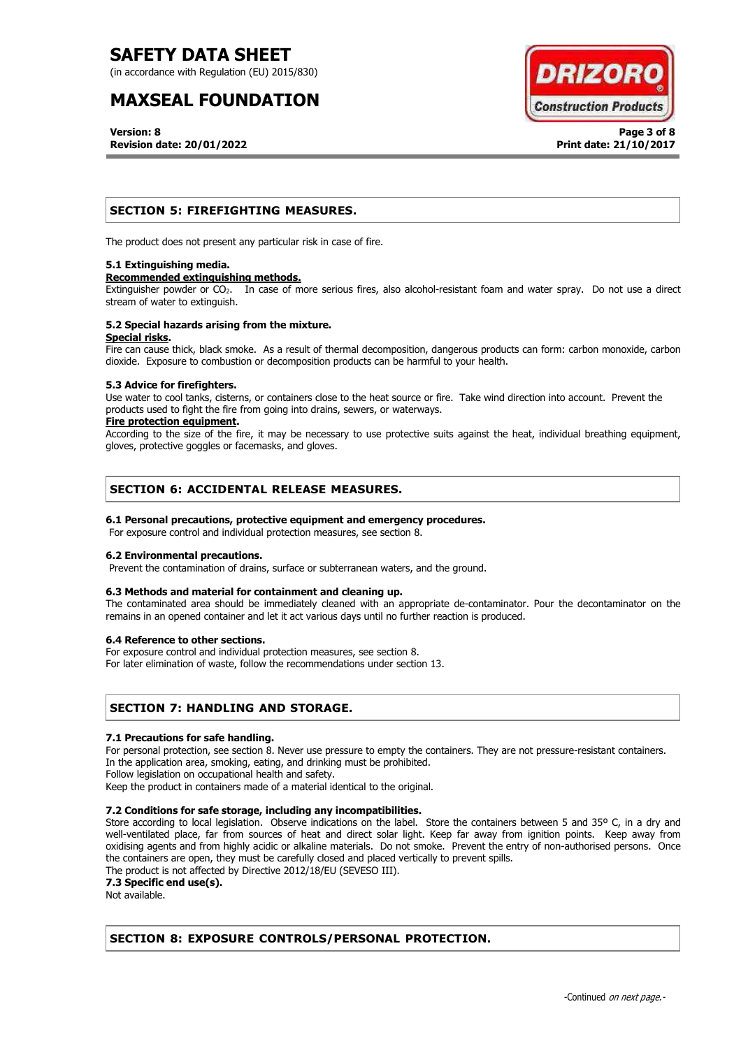## SECTION 5: FIREFIGHTING MEASURES.

The product does not present any particular risk in case of fire.

### 5.1 Extinguishing media.

**Recommended extinguishing methods.**

Extinguisher powder or $CO_2$. In case of more serious fires, also alcohol-resistant foam and water spray. Do not use a direct stream of water to extinguish.

### 5.2 Special hazards arising from the mixture.

**Special risks.**

Fire can cause thick, black smoke. As a result of thermal decomposition, dangerous products can form: carbon monoxide, carbon dioxide. Exposure to combustion or decomposition products can be harmful to your health.

### 5.3 Advice for firefighters.

Use water to cool tanks, cisterns, or containers close to the heat source or fire. Take wind direction into account. Prevent the products used to fight the fire from going into drains, sewers, or waterways.

**Fire protection equipment.**

According to the size of the fire, it may be necessary to use protective suits against the heat, individual breathing equipment, gloves, protective goggles or facemasks, and gloves.

## SECTION 6: ACCIDENTAL RELEASE MEASURES.

### 6.1 Personal precautions, protective equipment and emergency procedures.

For exposure control and individual protection measures, see section 8.

### 6.2 Environmental precautions.

Prevent the contamination of drains, surface or subterranean waters, and the ground.

### 6.3 Methods and material for containment and cleaning up.

The contaminated area should be immediately cleaned with an appropriate de-contaminator. Pour the decontaminator on the remains in an opened container and let it act various days until no further reaction is produced.

### 6.4 Reference to other sections.

For exposure control and individual protection measures, see section 8.
For later elimination of waste, follow the recommendations under section 13.

## SECTION 7: HANDLING AND STORAGE.

### 7.1 Precautions for safe handling.

For personal protection, see section 8. Never use pressure to empty the containers. They are not pressure-resistant containers.
In the application area, smoking, eating, and drinking must be prohibited.
Follow legislation on occupational health and safety.
Keep the product in containers made of a material identical to the original.

### 7.2 Conditions for safe storage, including any incompatibilities.

Store according to local legislation. Observe indications on the label. Store the containers between 5 and 35º C, in a dry and well-ventilated place, far from sources of heat and direct solar light. Keep far away from ignition points. Keep away from oxidising agents and from highly acidic or alkaline materials. Do not smoke. Prevent the entry of non-authorised persons. Once the containers are open, they must be carefully closed and placed vertically to prevent spills.
The product is not affected by Directive 2012/18/EU (SEVESO III).

### 7.3 Specific end use(s).

Not available.

## SECTION 8: EXPOSURE CONTROLS/PERSONAL PROTECTION.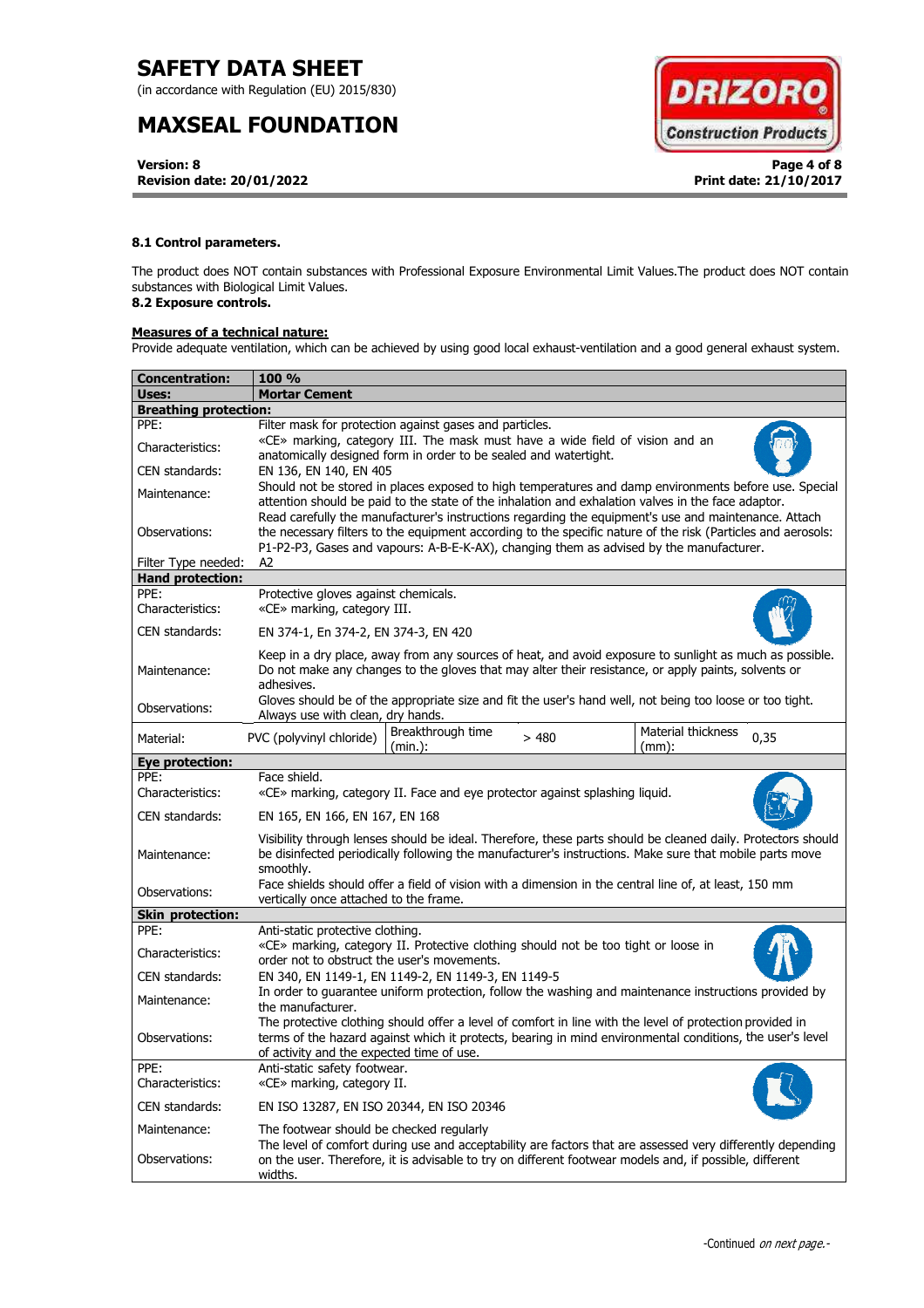**8.1 Control parameters.**

The product does NOT contain substances with Professional Exposure Environmental Limit Values.The product does NOT contain substances with Biological Limit Values.

**8.2 Exposure controls.**

**Measures of a technical nature:**

Provide adequate ventilation, which can be achieved by using good local exhaust-ventilation and a good general exhaust system.

| | | | | | |
|---|---|---|---|---|---|
| **Concentration:** | **100 %** | | | | |
| **Uses:** | **Mortar Cement** | | | | |
| **Breathing protection:** | | | | | |
| PPE: | Filter mask for protection against gases and particles. | | | | |
| Characteristics: | «CE» marking, category III. The mask must have a wide field of vision and an anatomically designed form in order to be sealed and watertight. | | | | |
| CEN standards: | EN 136, EN 140, EN 405 | | | | |
| Maintenance: | Should not be stored in places exposed to high temperatures and damp environments before use. Special attention should be paid to the state of the inhalation and exhalation valves in the face adaptor. | | | | |
| Observations: | Read carefully the manufacturer's instructions regarding the equipment's use and maintenance. Attach the necessary filters to the equipment according to the specific nature of the risk (Particles and aerosols: P1-P2-P3, Gases and vapours: A-B-E-K-AX), changing them as advised by the manufacturer. | | | | |
| Filter Type needed: | A2 | | | | |
| **Hand protection:** | | | | | |
| PPE: | Protective gloves against chemicals. | | | | |
| Characteristics: | «CE» marking, category III. | | | | |
| CEN standards: | EN 374-1, En 374-2, EN 374-3, EN 420 | | | | |
| Maintenance: | Keep in a dry place, away from any sources of heat, and avoid exposure to sunlight as much as possible. Do not make any changes to the gloves that may alter their resistance, or apply paints, solvents or adhesives. | | | | |
| Observations: | Gloves should be of the appropriate size and fit the user's hand well, not being too loose or too tight. Always use with clean, dry hands. | | | | |
| Material: | PVC (polyvinyl chloride) | Breakthrough time (min.): | > 480 | Material thickness (mm): | 0,35 |
| **Eye protection:** | | | | | |
| PPE: | Face shield. | | | | |
| Characteristics: | «CE» marking, category II. Face and eye protector against splashing liquid. | | | | |
| CEN standards: | EN 165, EN 166, EN 167, EN 168 | | | | |
| Maintenance: | Visibility through lenses should be ideal. Therefore, these parts should be cleaned daily. Protectors should be disinfected periodically following the manufacturer's instructions. Make sure that mobile parts move smoothly. | | | | |
| Observations: | Face shields should offer a field of vision with a dimension in the central line of, at least, 150 mm vertically once attached to the frame. | | | | |
| **Skin protection:** | | | | | |
| PPE: | Anti-static protective clothing. | | | | |
| Characteristics: | «CE» marking, category II. Protective clothing should not be too tight or loose in order not to obstruct the user's movements. | | | | |
| CEN standards: | EN 340, EN 1149-1, EN 1149-2, EN 1149-3, EN 1149-5 | | | | |
| Maintenance: | In order to guarantee uniform protection, follow the washing and maintenance instructions provided by the manufacturer. | | | | |
| Observations: | The protective clothing should offer a level of comfort in line with the level of protection provided in terms of the hazard against which it protects, bearing in mind environmental conditions, the user's level of activity and the expected time of use. | | | | |
| PPE: | Anti-static safety footwear. | | | | |
| Characteristics: | «CE» marking, category II. | | | | |
| CEN standards: | EN ISO 13287, EN ISO 20344, EN ISO 20346 | | | | |
| Maintenance: | The footwear should be checked regularly | | | | |
| Observations: | The level of comfort during use and acceptability are factors that are assessed very differently depending on the user. Therefore, it is advisable to try on different footwear models and, if possible, different widths. | | | | |

-Continued *on next page.*-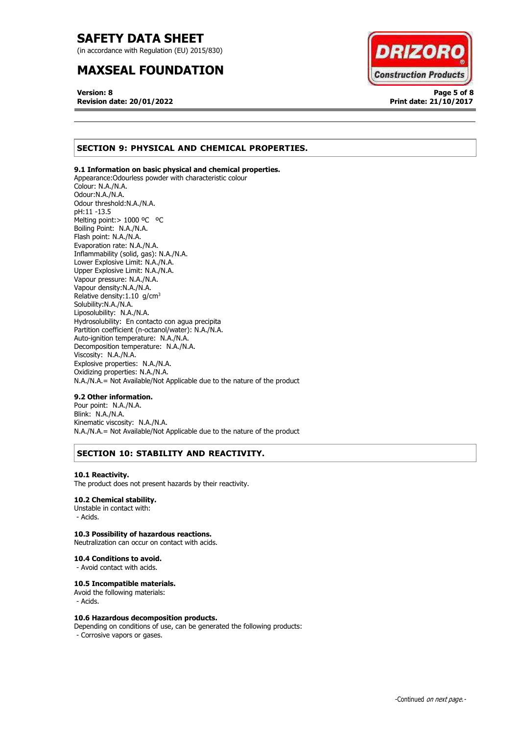## SECTION 9: PHYSICAL AND CHEMICAL PROPERTIES.

### 9.1 Information on basic physical and chemical properties.

Appearance:Odourless powder with characteristic colour
Colour: N.A./N.A.
Odour:N.A./N.A.
Odour threshold:N.A./N.A.
pH:11 -13.5
Melting point:> 1000 ºC ºC
Boiling Point: N.A./N.A.
Flash point: N.A./N.A.
Evaporation rate: N.A./N.A.
Inflammability (solid, gas): N.A./N.A.
Lower Explosive Limit: N.A./N.A.
Upper Explosive Limit: N.A./N.A.
Vapour pressure: N.A./N.A.
Vapour density:N.A./N.A.
Relative density:1.10 $g/cm^3$
Solubility:N.A./N.A.
Liposolubility: N.A./N.A.
Hydrosolubility: En contacto con agua precipita
Partition coefficient (n-octanol/water): N.A./N.A.
Auto-ignition temperature: N.A./N.A.
Decomposition temperature: N.A./N.A.
Viscosity: N.A./N.A.
Explosive properties: N.A./N.A.
Oxidizing properties: N.A./N.A.
N.A./N.A.= Not Available/Not Applicable due to the nature of the product

### 9.2 Other information.

Pour point: N.A./N.A.
Blink: N.A./N.A.
Kinematic viscosity: N.A./N.A.
N.A./N.A.= Not Available/Not Applicable due to the nature of the product

## SECTION 10: STABILITY AND REACTIVITY.

### 10.1 Reactivity.

The product does not present hazards by their reactivity.

### 10.2 Chemical stability.

Unstable in contact with:
- Acids.

### 10.3 Possibility of hazardous reactions.

Neutralization can occur on contact with acids.

### 10.4 Conditions to avoid.

- Avoid contact with acids.

### 10.5 Incompatible materials.

Avoid the following materials:
- Acids.

### 10.6 Hazardous decomposition products.

Depending on conditions of use, can be generated the following products:
- Corrosive vapors or gases.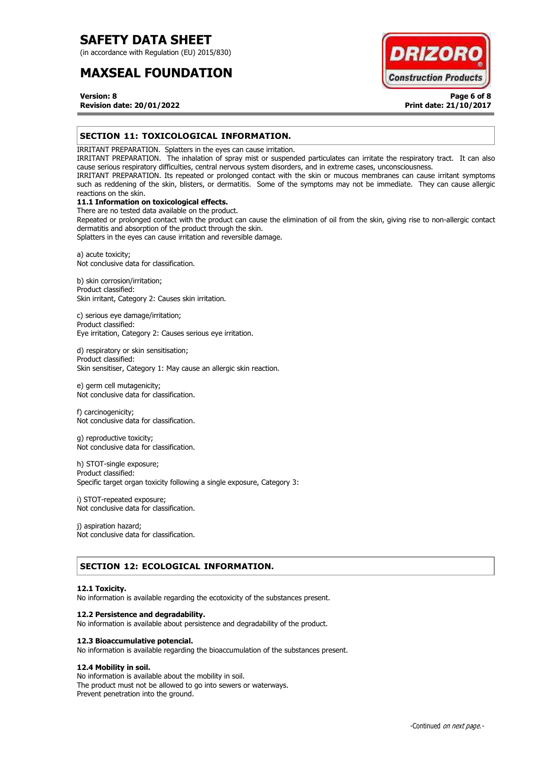## SECTION 11: TOXICOLOGICAL INFORMATION.

IRRITANT PREPARATION. Splatters in the eyes can cause irritation.

IRRITANT PREPARATION. The inhalation of spray mist or suspended particulates can irritate the respiratory tract. It can also cause serious respiratory difficulties, central nervous system disorders, and in extreme cases, unconsciousness.

IRRITANT PREPARATION. Its repeated or prolonged contact with the skin or mucous membranes can cause irritant symptoms such as reddening of the skin, blisters, or dermatitis. Some of the symptoms may not be immediate. They can cause allergic reactions on the skin.

### 11.1 Information on toxicological effects.

There are no tested data available on the product.

Repeated or prolonged contact with the product can cause the elimination of oil from the skin, giving rise to non-allergic contact dermatitis and absorption of the product through the skin.

Splatters in the eyes can cause irritation and reversible damage.

a) acute toxicity;
Not conclusive data for classification.

b) skin corrosion/irritation;
Product classified:
Skin irritant, Category 2: Causes skin irritation.

c) serious eye damage/irritation;
Product classified:
Eye irritation, Category 2: Causes serious eye irritation.

d) respiratory or skin sensitisation;
Product classified:
Skin sensitiser, Category 1: May cause an allergic skin reaction.

e) germ cell mutagenicity;
Not conclusive data for classification.

f) carcinogenicity;
Not conclusive data for classification.

g) reproductive toxicity;
Not conclusive data for classification.

h) STOT-single exposure;
Product classified:
Specific target organ toxicity following a single exposure, Category 3:

i) STOT-repeated exposure;
Not conclusive data for classification.

j) aspiration hazard;
Not conclusive data for classification.

## SECTION 12: ECOLOGICAL INFORMATION.

### 12.1 Toxicity.

No information is available regarding the ecotoxicity of the substances present.

### 12.2 Persistence and degradability.

No information is available about persistence and degradability of the product.

### 12.3 Bioaccumulative potencial.

No information is available regarding the bioaccumulation of the substances present.

### 12.4 Mobility in soil.

No information is available about the mobility in soil.
The product must not be allowed to go into sewers or waterways.
Prevent penetration into the ground.

-Continued *on next page.*-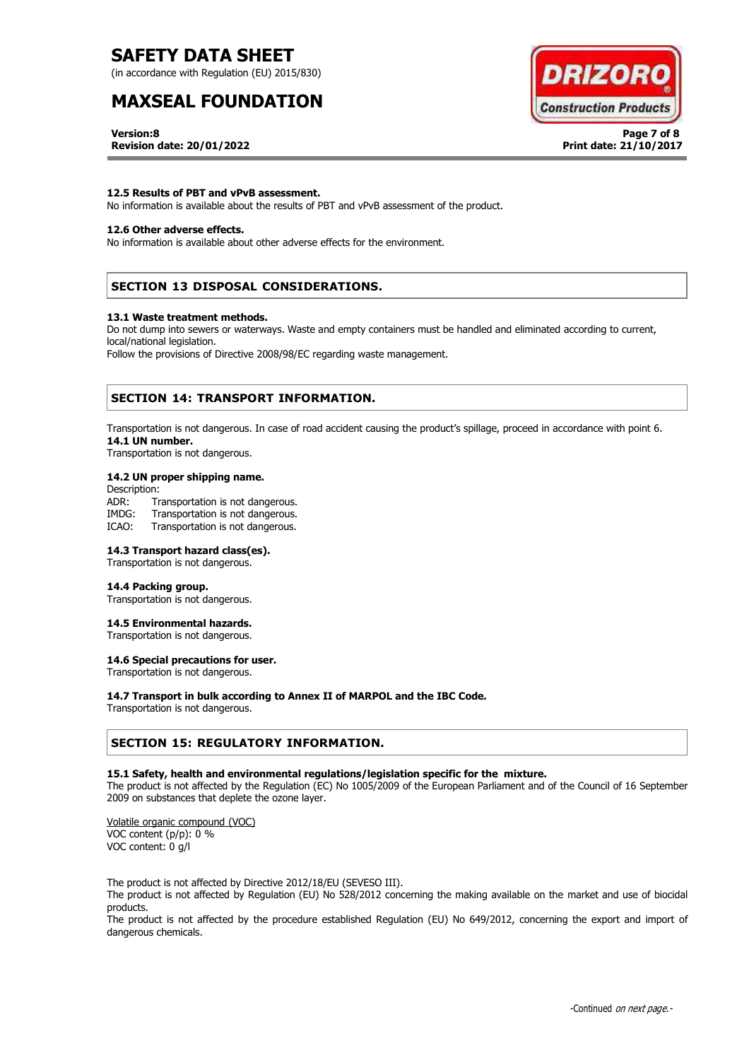### 12.5 Results of PBT and vPvB assessment.

No information is available about the results of PBT and vPvB assessment of the product.

### 12.6 Other adverse effects.

No information is available about other adverse effects for the environment.

## SECTION 13 DISPOSAL CONSIDERATIONS.

### 13.1 Waste treatment methods.

Do not dump into sewers or waterways. Waste and empty containers must be handled and eliminated according to current, local/national legislation.

Follow the provisions of Directive 2008/98/EC regarding waste management.

## SECTION 14: TRANSPORT INFORMATION.

Transportation is not dangerous. In case of road accident causing the product's spillage, proceed in accordance with point 6.

### 14.1 UN number.

Transportation is not dangerous.

### 14.2 UN proper shipping name.

Description:

ADR: Transportation is not dangerous.
IMDG: Transportation is not dangerous.
ICAO: Transportation is not dangerous.

### 14.3 Transport hazard class(es).

Transportation is not dangerous.

### 14.4 Packing group.

Transportation is not dangerous.

### 14.5 Environmental hazards.

Transportation is not dangerous.

### 14.6 Special precautions for user.

Transportation is not dangerous.

### 14.7 Transport in bulk according to Annex II of MARPOL and the IBC Code.

Transportation is not dangerous.

## SECTION 15: REGULATORY INFORMATION.

### 15.1 Safety, health and environmental regulations/legislation specific for the mixture.

The product is not affected by the Regulation (EC) No 1005/2009 of the European Parliament and of the Council of 16 September 2009 on substances that deplete the ozone layer.

Volatile organic compound (VOC)
VOC content (p/p): 0 %
VOC content: 0 g/l

The product is not affected by Directive 2012/18/EU (SEVESO III).

The product is not affected by Regulation (EU) No 528/2012 concerning the making available on the market and use of biocidal products.

The product is not affected by the procedure established Regulation (EU) No 649/2012, concerning the export and import of dangerous chemicals.

-Continued *on next page.*-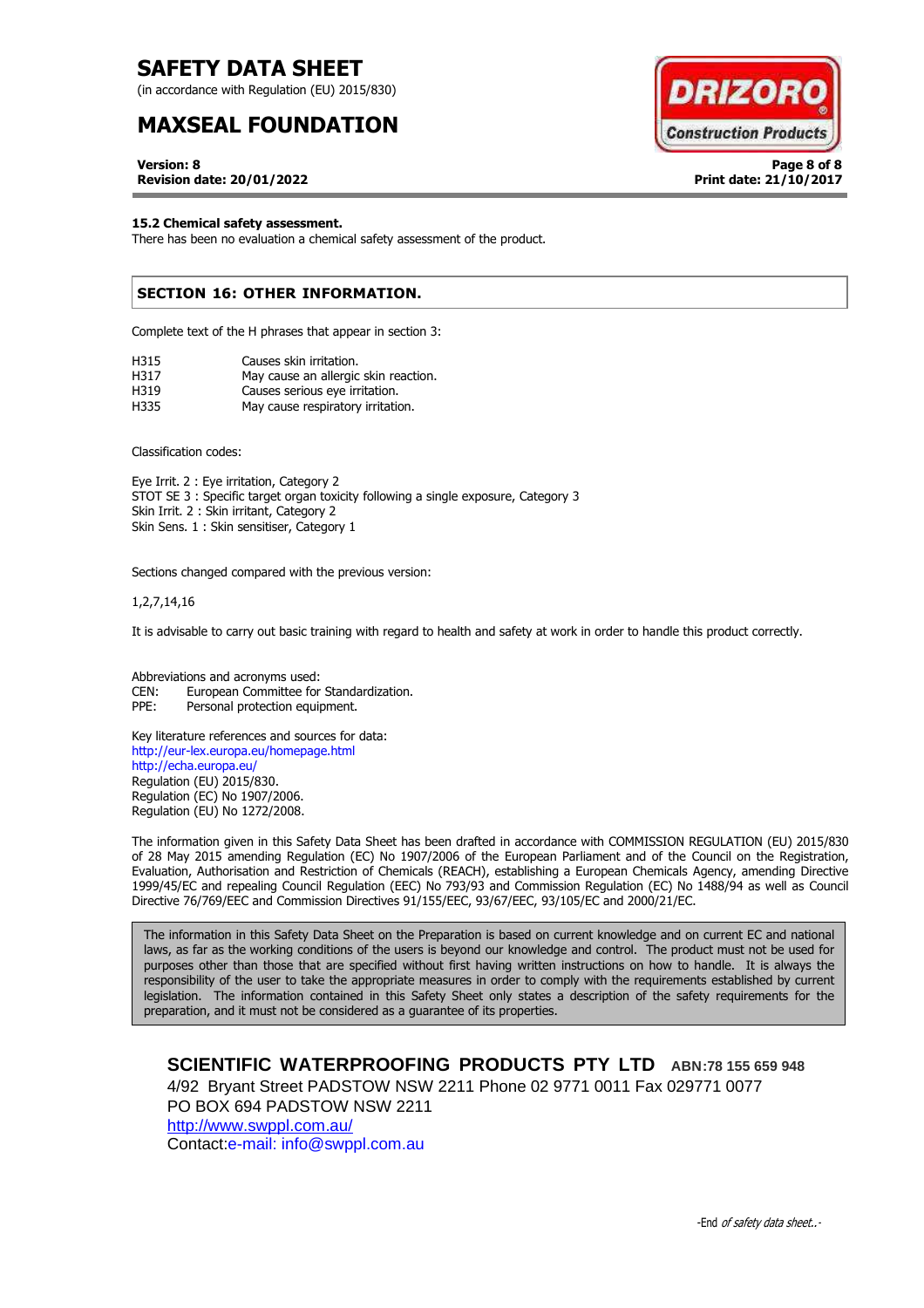**15.2 Chemical safety assessment.**

There has been no evaluation a chemical safety assessment of the product.

## SECTION 16: OTHER INFORMATION.

Complete text of the H phrases that appear in section 3:

| | |
|---|---|
| H315 | Causes skin irritation. |
| H317 | May cause an allergic skin reaction. |
| H319 | Causes serious eye irritation. |
| H335 | May cause respiratory irritation. |

Classification codes:

Eye Irrit. 2 : Eye irritation, Category 2
STOT SE 3 : Specific target organ toxicity following a single exposure, Category 3
Skin Irrit. 2 : Skin irritant, Category 2
Skin Sens. 1 : Skin sensitiser, Category 1

Sections changed compared with the previous version:

1,2,7,14,16

It is advisable to carry out basic training with regard to health and safety at work in order to handle this product correctly.

Abbreviations and acronyms used:
CEN: European Committee for Standardization.
PPE: Personal protection equipment.

Key literature references and sources for data:
http://eur-lex.europa.eu/homepage.html
http://echa.europa.eu/
Regulation (EU) 2015/830.
Regulation (EC) No 1907/2006.
Regulation (EU) No 1272/2008.

The information given in this Safety Data Sheet has been drafted in accordance with COMMISSION REGULATION (EU) 2015/830 of 28 May 2015 amending Regulation (EC) No 1907/2006 of the European Parliament and of the Council on the Registration, Evaluation, Authorisation and Restriction of Chemicals (REACH), establishing a European Chemicals Agency, amending Directive 1999/45/EC and repealing Council Regulation (EEC) No 793/93 and Commission Regulation (EC) No 1488/94 as well as Council Directive 76/769/EEC and Commission Directives 91/155/EEC, 93/67/EEC, 93/105/EC and 2000/21/EC.

The information in this Safety Data Sheet on the Preparation is based on current knowledge and on current EC and national laws, as far as the working conditions of the users is beyond our knowledge and control. The product must not be used for purposes other than those that are specified without first having written instructions on how to handle. It is always the responsibility of the user to take the appropriate measures in order to comply with the requirements established by current legislation. The information contained in this Safety Sheet only states a description of the safety requirements for the preparation, and it must not be considered as a guarantee of its properties.

**SCIENTIFIC WATERPROOFING PRODUCTS PTY LTD** **ABN:78 155 659 948**
4/92 Bryant Street PADSTOW NSW 2211 Phone 02 9771 0011 Fax 029771 0077
PO BOX 694 PADSTOW NSW 2211
http://www.swppl.com.au/
Contact:e-mail: info@swppl.com.au

-End *of safety data sheet..-*